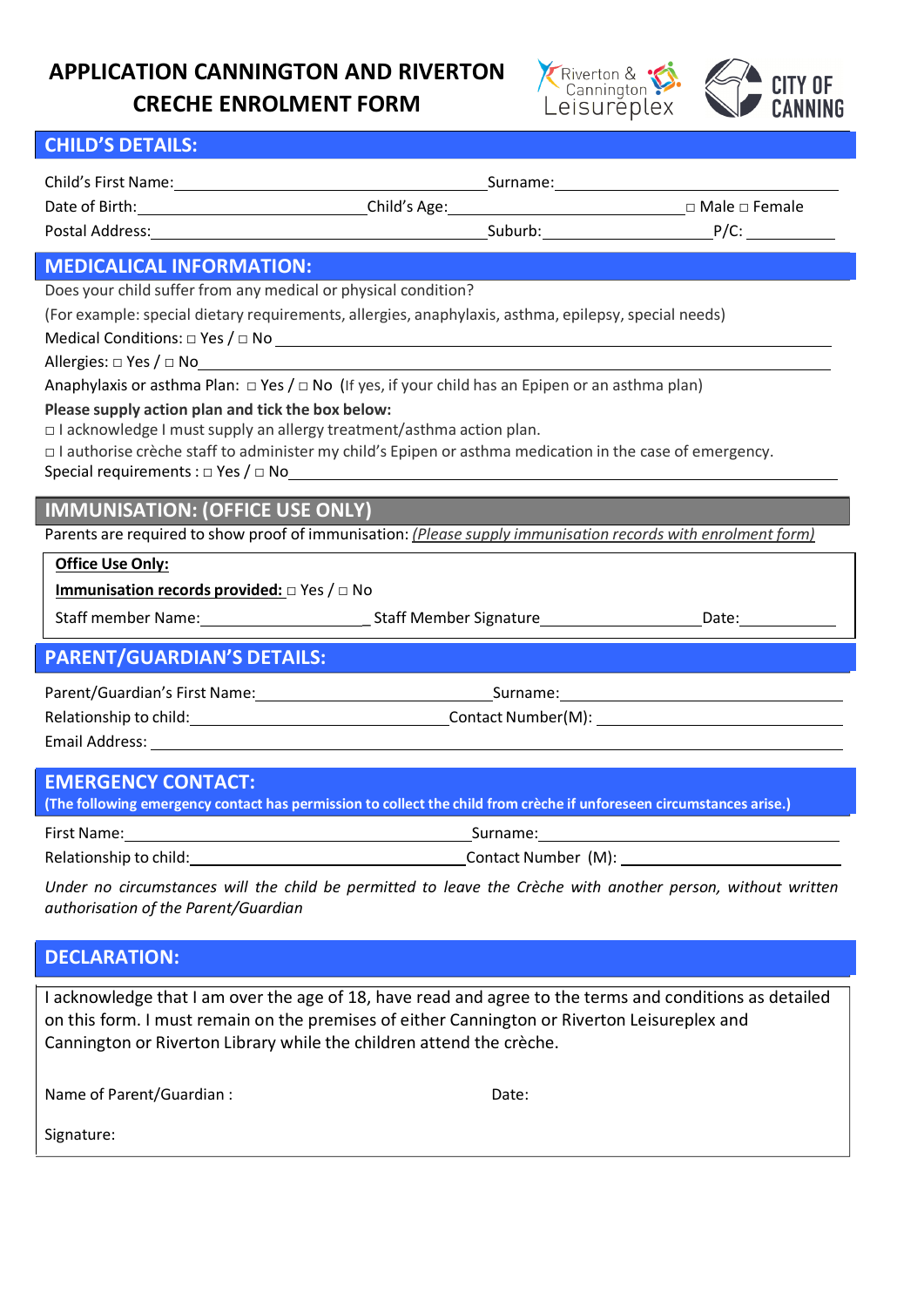# APPLICATION CANNINGTON AND RIVERTON CRECHE ENROLMENT FORM

## CHILD'S DETAILS:

Child's First Name:______________________ Surname:______________________

Date of Birth:______________________ Child's Age:______________________ □ Male □ Female

Postal Address:______________________ Suburb:______________________ P/C: __________

## MEDICALICAL INFORMATION:

Does your child suffer from any medical or physical condition?

(For example: special dietary requirements, allergies, anaphylaxis, asthma, epilepsy, special needs)

Medical Conditions: □ Yes / □ No ______________________

Allergies: □ Yes / □ No______________________

Anaphylaxis or asthma Plan: □ Yes / □ No (If yes, if your child has an Epipen or an asthma plan)

**Please supply action plan and tick the box below:**

□ I acknowledge I must supply an allergy treatment/asthma action plan.

□ I authorise crèche staff to administer my child's Epipen or asthma medication in the case of emergency.

Special requirements : □ Yes / □ No______________________

## IMMUNISATION: (OFFICE USE ONLY)

Parents are required to show proof of immunisation: *(Please supply immunisation records with enrolment form)*

**Office Use Only:**

**Immunisation records provided:** □ Yes / □ No

Staff member Name:______________________ Staff Member Signature______________________ Date:__________

## PARENT/GUARDIAN'S DETAILS:

Parent/Guardian's First Name:______________________ Surname:______________________

Relationship to child:______________________ Contact Number(M): ______________________

Email Address: ______________________

## EMERGENCY CONTACT:

**(The following emergency contact has permission to collect the child from crèche if unforeseen circumstances arise.)**

First Name:______________________ Surname:______________________

Relationship to child:______________________ Contact Number (M): ______________________

*Under no circumstances will the child be permitted to leave the Crèche with another person, without written authorisation of the Parent/Guardian*

## DECLARATION:

I acknowledge that I am over the age of 18, have read and agree to the terms and conditions as detailed on this form. I must remain on the premises of either Cannington or Riverton Leisureplex and Cannington or Riverton Library while the children attend the crèche.

Name of Parent/Guardian : Date:

Signature: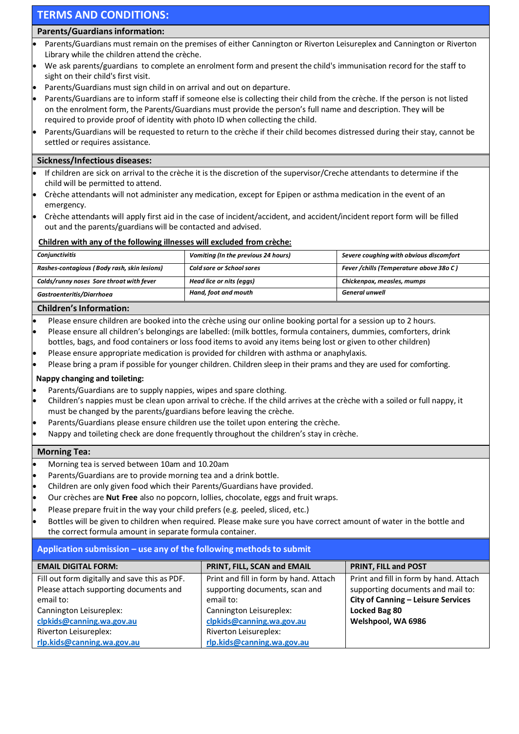## TERMS AND CONDITIONS:

### Parents/Guardians information:

- Parents/Guardians must remain on the premises of either Cannington or Riverton Leisureplex and Cannington or Riverton Library while the children attend the crèche.
- We ask parents/guardians to complete an enrolment form and present the child's immunisation record for the staff to sight on their child's first visit.
- Parents/Guardians must sign child in on arrival and out on departure.
- Parents/Guardians are to inform staff if someone else is collecting their child from the crèche. If the person is not listed on the enrolment form, the Parents/Guardians must provide the person's full name and description. They will be required to provide proof of identity with photo ID when collecting the child.
- Parents/Guardians will be requested to return to the crèche if their child becomes distressed during their stay, cannot be settled or requires assistance.

### Sickness/Infectious diseases:

- If children are sick on arrival to the crèche it is the discretion of the supervisor/Creche attendants to determine if the child will be permitted to attend.
- Crèche attendants will not administer any medication, except for Epipen or asthma medication in the event of an emergency.
- Crèche attendants will apply first aid in the case of incident/accident, and accident/incident report form will be filled out and the parents/guardians will be contacted and advised.

**<u>Children with any of the following illnesses will excluded from crèche:</u>**

| | | |
|---|---|---|
| ***Conjunctivitis*** | ***Vomiting (In the previous 24 hours)*** | ***Severe coughing with obvious discomfort*** |
| ***Rashes-contagious ( Body rash, skin lesions)*** | ***Cold sore or School sores*** | ***Fever /chills (Temperature above 38o C )*** |
| ***Colds/runny noses Sore throat with fever*** | ***Head lice or nits (eggs)*** | ***Chickenpox, measles, mumps*** |
| ***Gastroenteritis/Diarrhoea*** | ***Hand, foot and mouth*** | ***General unwell*** |

### Children's Information:

- Please ensure children are booked into the crèche using our online booking portal for a session up to 2 hours.
- Please ensure all children's belongings are labelled: (milk bottles, formula containers, dummies, comforters, drink bottles, bags, and food containers or loss food items to avoid any items being lost or given to other children)
- Please ensure appropriate medication is provided for children with asthma or anaphylaxis.
- Please bring a pram if possible for younger children. Children sleep in their prams and they are used for comforting.

**Nappy changing and toileting:**

- Parents/Guardians are to supply nappies, wipes and spare clothing.
- Children's nappies must be clean upon arrival to crèche. If the child arrives at the crèche with a soiled or full nappy, it must be changed by the parents/guardians before leaving the crèche.
- Parents/Guardians please ensure children use the toilet upon entering the crèche.
- Nappy and toileting check are done frequently throughout the children's stay in crèche.

### Morning Tea:

- Morning tea is served between 10am and 10.20am
- Parents/Guardians are to provide morning tea and a drink bottle.
- Children are only given food which their Parents/Guardians have provided.
- Our crèches are **Nut Free** also no popcorn, lollies, chocolate, eggs and fruit wraps.
- Please prepare fruit in the way your child prefers (e.g. peeled, sliced, etc.)
- Bottles will be given to children when required. Please make sure you have correct amount of water in the bottle and the correct formula amount in separate formula container.

## Application submission – use any of the following methods to submit

| EMAIL DIGITAL FORM: | PRINT, FILL, SCAN and EMAIL | PRINT, FILL and POST |
|---|---|---|
| Fill out form digitally and save this as PDF. Please attach supporting documents and email to:<br>Cannington Leisureplex:<br>clpkids@canning.wa.gov.au<br>Riverton Leisureplex:<br>rlp.kids@canning.wa.gov.au | Print and fill in form by hand. Attach supporting documents, scan and email to:<br>Cannington Leisureplex:<br>clpkids@canning.wa.gov.au<br>Riverton Leisureplex:<br>rlp.kids@canning.wa.gov.au | Print and fill in form by hand. Attach supporting documents and mail to:<br>**City of Canning – Leisure Services**<br>**Locked Bag 80**<br>**Welshpool, WA 6986** |